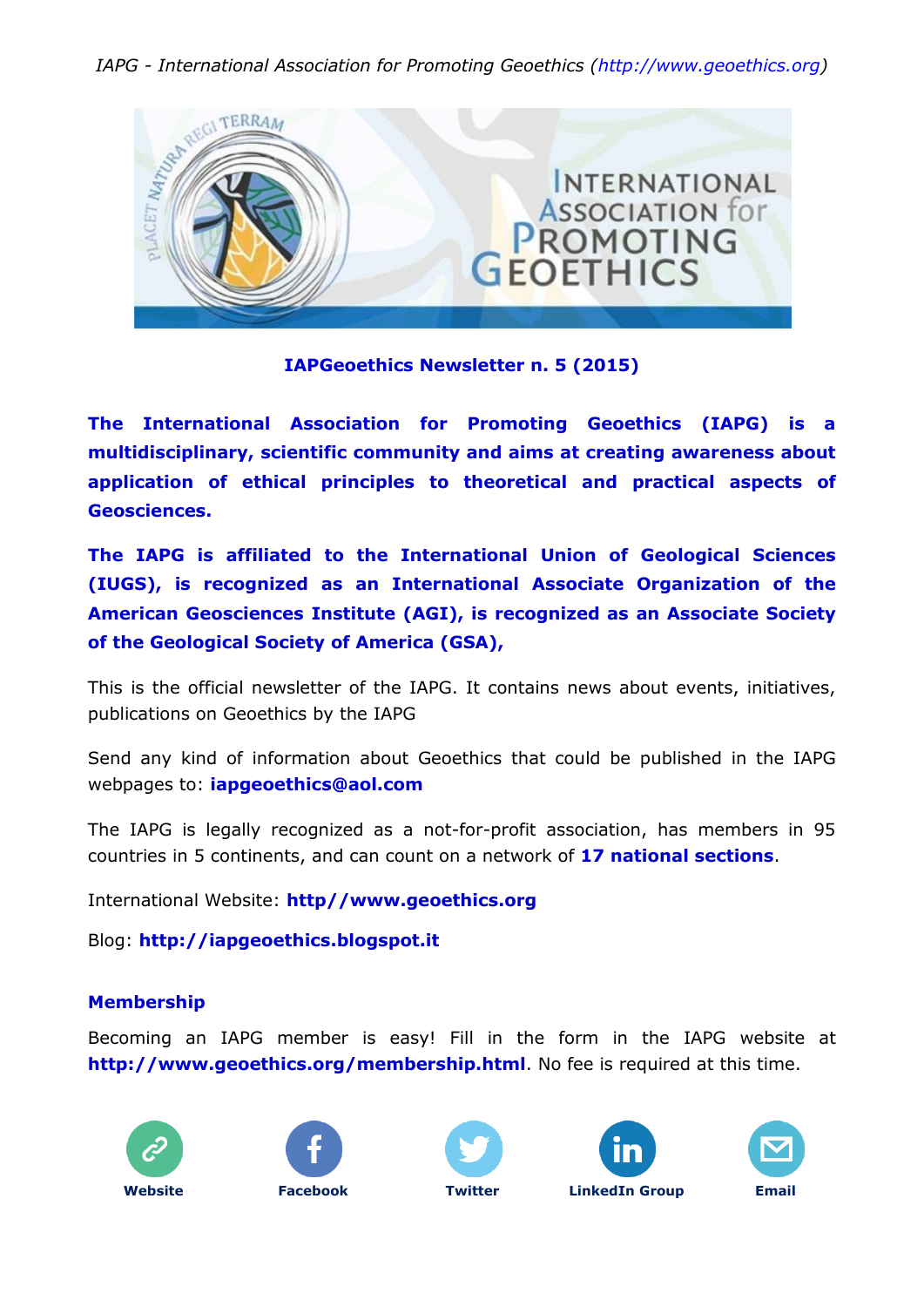*IAPG - International Association for Promoting Geoethics (http://www.geoethics.org)*

**IAPGeoethics Newsletter n. 5 (2015)**

**The International Association for Promoting Geoethics (IAPG) is a multidisciplinary, scientific community and aims at creating awareness about application of ethical principles to theoretical and practical aspects of Geosciences.**

**The IAPG is affiliated to the International Union of Geological Sciences (IUGS), is recognized as an International Associate Organization of the American Geosciences Institute (AGI), is recognized as an Associate Society of the Geological Society of America (GSA),**

This is the official newsletter of the IAPG. It contains news about events, initiatives, publications on Geoethics by the IAPG

Send any kind of information about Geoethics that could be published in the IAPG webpages to: **iapgeoethics@aol.com**

The IAPG is legally recognized as a not-for-profit association, has members in 95 countries in 5 continents, and can count on a network of **17 national sections**.

International Website: **http//www.geoethics.org**

Blog: **http://iapgeoethics.blogspot.it**

## Membership

Becoming an IAPG member is easy! Fill in the form in the IAPG website at **http://www.geoethics.org/membership.html**. No fee is required at this time.

**Website** **Facebook** **Twitter** **LinkedIn Group** **Email**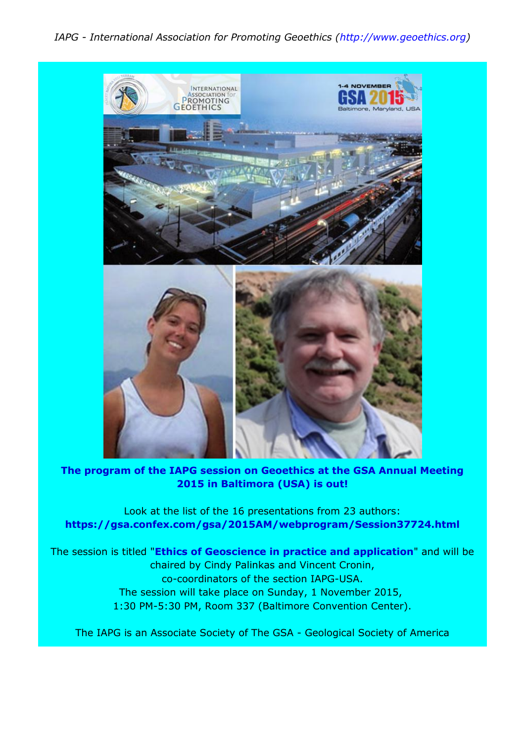*IAPG - International Association for Promoting Geoethics (http://www.geoethics.org)*

**The program of the IAPG session on Geoethics at the GSA Annual Meeting 2015 in Baltimora (USA) is out!**

Look at the list of the 16 presentations from 23 authors:
**https://gsa.confex.com/gsa/2015AM/webprogram/Session37724.html**

The session is titled "**Ethics of Geoscience in practice and application**" and will be chaired by Cindy Palinkas and Vincent Cronin, co-coordinators of the section IAPG-USA.
The session will take place on Sunday, 1 November 2015, 1:30 PM-5:30 PM, Room 337 (Baltimore Convention Center).

The IAPG is an Associate Society of The GSA - Geological Society of America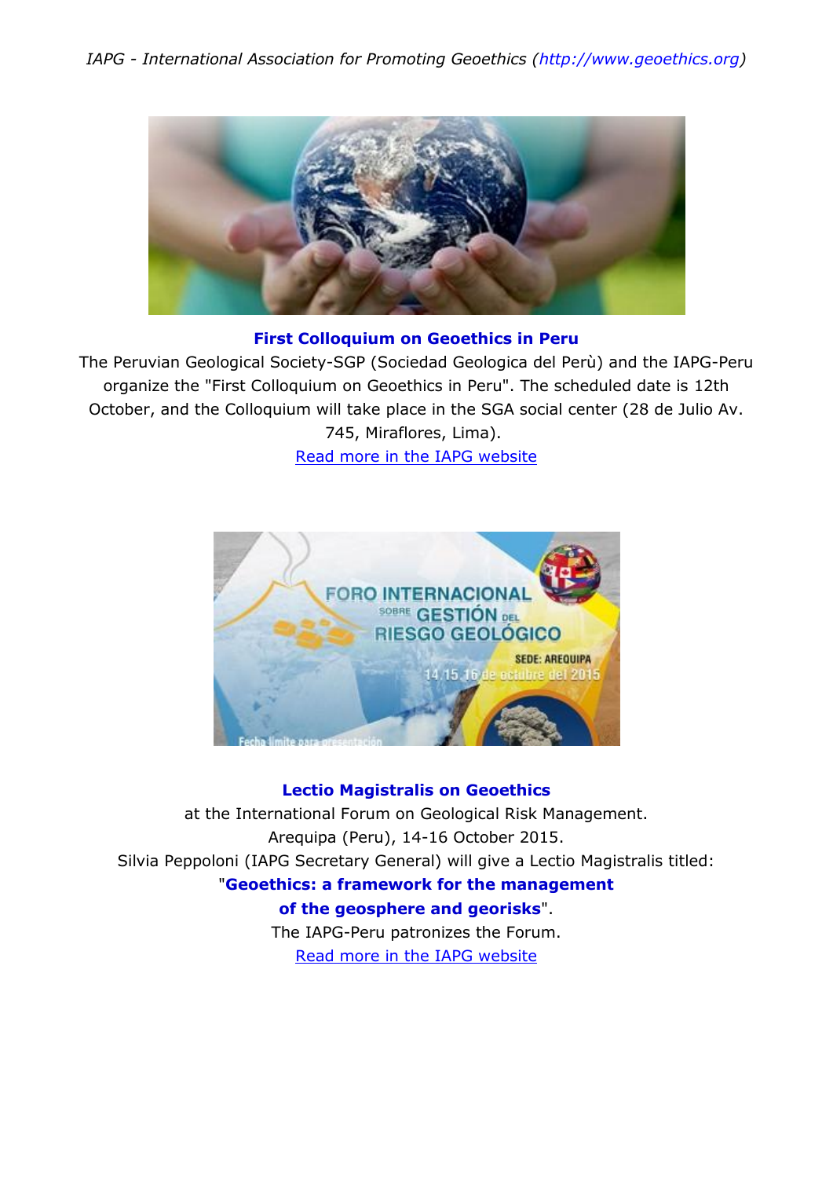### First Colloquium on Geoethics in Peru

The Peruvian Geological Society-SGP (Sociedad Geologica del Perù) and the IAPG-Peru organize the "First Colloquium on Geoethics in Peru". The scheduled date is 12th October, and the Colloquium will take place in the SGA social center (28 de Julio Av. 745, Miraflores, Lima).

Read more in the IAPG website

### Lectio Magistralis on Geoethics

at the International Forum on Geological Risk Management.
Arequipa (Peru), 14-16 October 2015.
Silvia Peppoloni (IAPG Secretary General) will give a Lectio Magistralis titled:
"**Geoethics: a framework for the management of the geosphere and georisks**".
The IAPG-Peru patronizes the Forum.

Read more in the IAPG website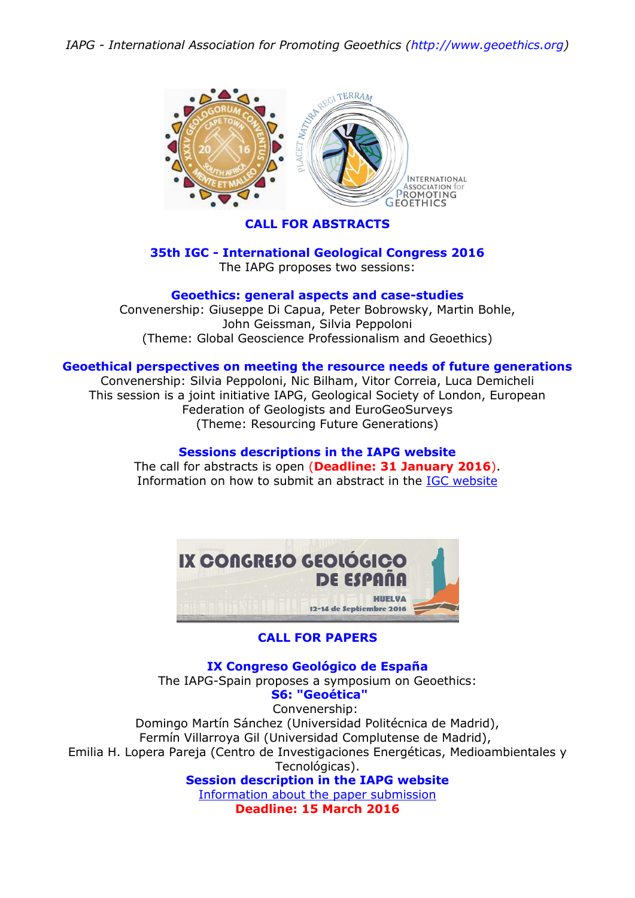**CALL FOR ABSTRACTS**

**35th IGC - International Geological Congress 2016**

The IAPG proposes two sessions:

**Geoethics: general aspects and case-studies**

Convenership: Giuseppe Di Capua, Peter Bobrowsky, Martin Bohle, John Geissman, Silvia Peppoloni

(Theme: Global Geoscience Professionalism and Geoethics)

**Geoethical perspectives on meeting the resource needs of future generations**

Convenership: Silvia Peppoloni, Nic Bilham, Vitor Correia, Luca Demicheli

This session is a joint initiative IAPG, Geological Society of London, European Federation of Geologists and EuroGeoSurveys

(Theme: Resourcing Future Generations)

**Sessions descriptions in the IAPG website**

The call for abstracts is open (**Deadline: 31 January 2016**).

Information on how to submit an abstract in the IGC website

**CALL FOR PAPERS**

**IX Congreso Geológico de España**

The IAPG-Spain proposes a symposium on Geoethics:

**S6: "Geoética"**

Convenership:

Domingo Martín Sánchez (Universidad Politécnica de Madrid),

Fermín Villarroya Gil (Universidad Complutense de Madrid),

Emilia H. Lopera Pareja (Centro de Investigaciones Energéticas, Medioambientales y Tecnológicas).

**Session description in the IAPG website**

Information about the paper submission

**Deadline: 15 March 2016**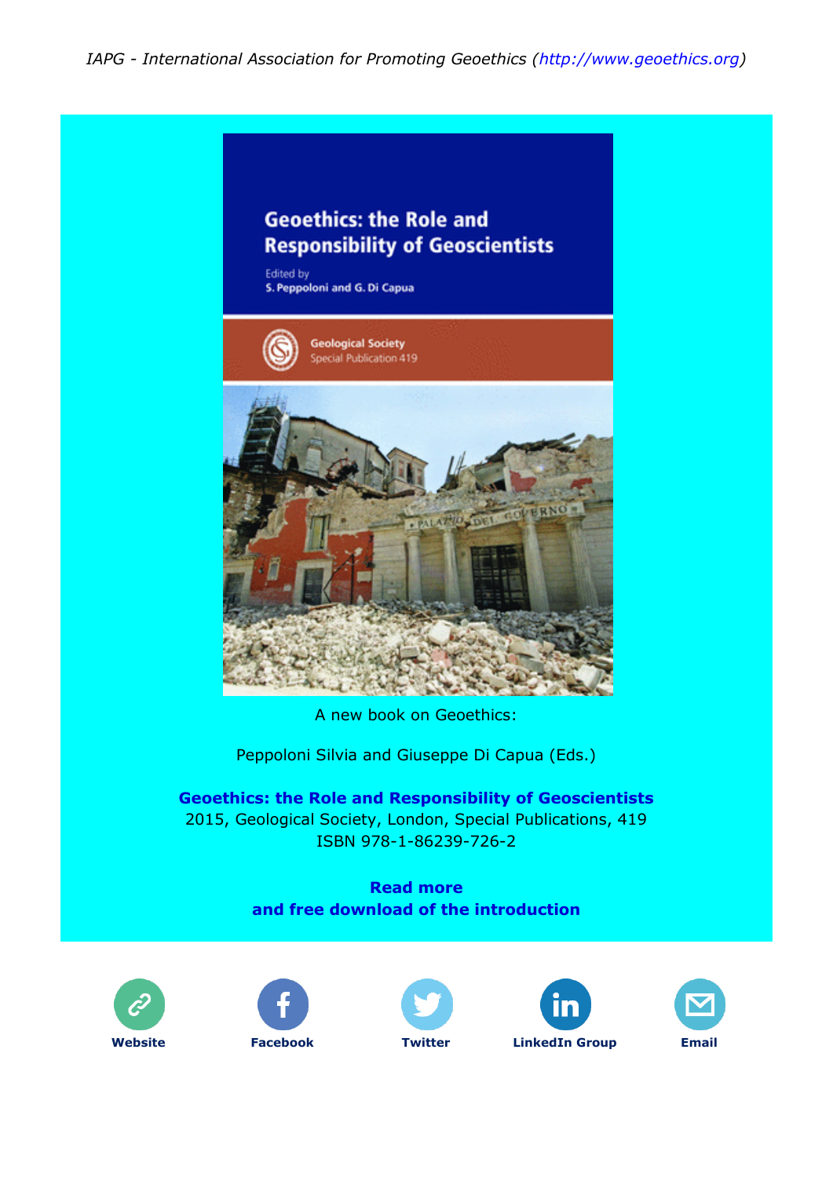*IAPG - International Association for Promoting Geoethics (http://www.geoethics.org)*

A new book on Geoethics:

Peppoloni Silvia and Giuseppe Di Capua (Eds.)

**Geoethics: the Role and Responsibility of Geoscientists**
2015, Geological Society, London, Special Publications, 419
ISBN 978-1-86239-726-2

**Read more**
**and free download of the introduction**

**Website** **Facebook** **Twitter** **LinkedIn Group** **Email**